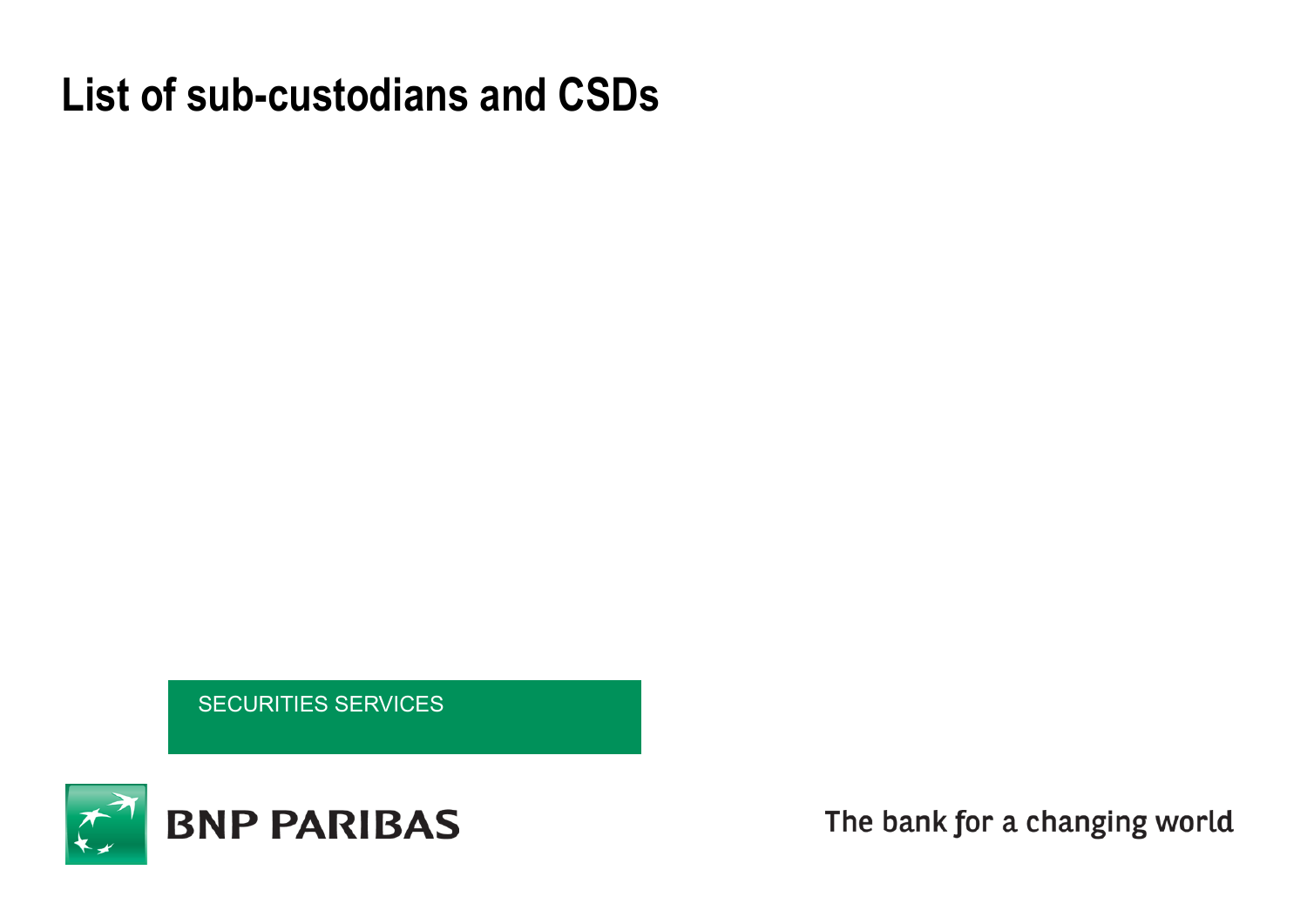# List of sub-custodians and CSDs

SECURITIES SERVICES

BNP PARIBAS

The bank for a changing world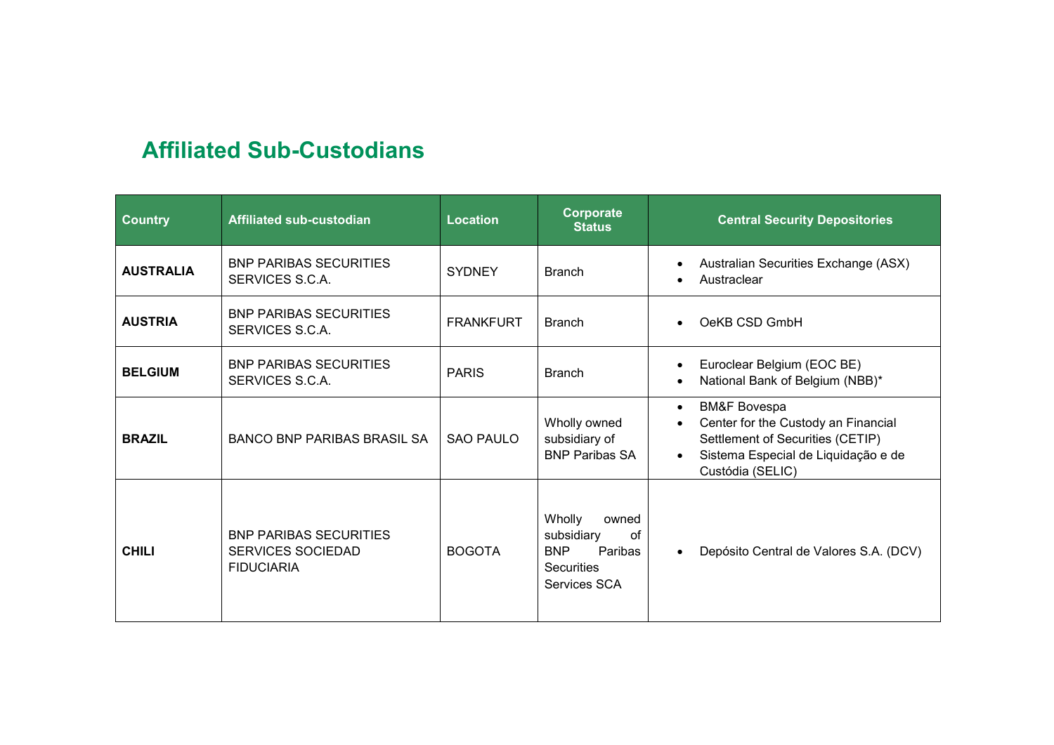## Affiliated Sub-Custodians

| Country | Affiliated sub-custodian | Location | Corporate Status | Central Security Depositories |
|---|---|---|---|---|
| **AUSTRALIA** | BNP PARIBAS SECURITIES SERVICES S.C.A. | SYDNEY | Branch | • Australian Securities Exchange (ASX)<br>• Austraclear |
| **AUSTRIA** | BNP PARIBAS SECURITIES SERVICES S.C.A. | FRANKFURT | Branch | • OeKB CSD GmbH |
| **BELGIUM** | BNP PARIBAS SECURITIES SERVICES S.C.A. | PARIS | Branch | • Euroclear Belgium (EOC BE)<br>• National Bank of Belgium (NBB)* |
| **BRAZIL** | BANCO BNP PARIBAS BRASIL SA | SAO PAULO | Wholly owned subsidiary of BNP Paribas SA | • BM&F Bovespa<br>• Center for the Custody an Financial Settlement of Securities (CETIP)<br>• Sistema Especial de Liquidação e de Custódia (SELIC) |
| **CHILI** | BNP PARIBAS SECURITIES SERVICES SOCIEDAD FIDUCIARIA | BOGOTA | Wholly owned subsidiary of BNP Paribas Securities Services SCA | • Depósito Central de Valores S.A. (DCV) |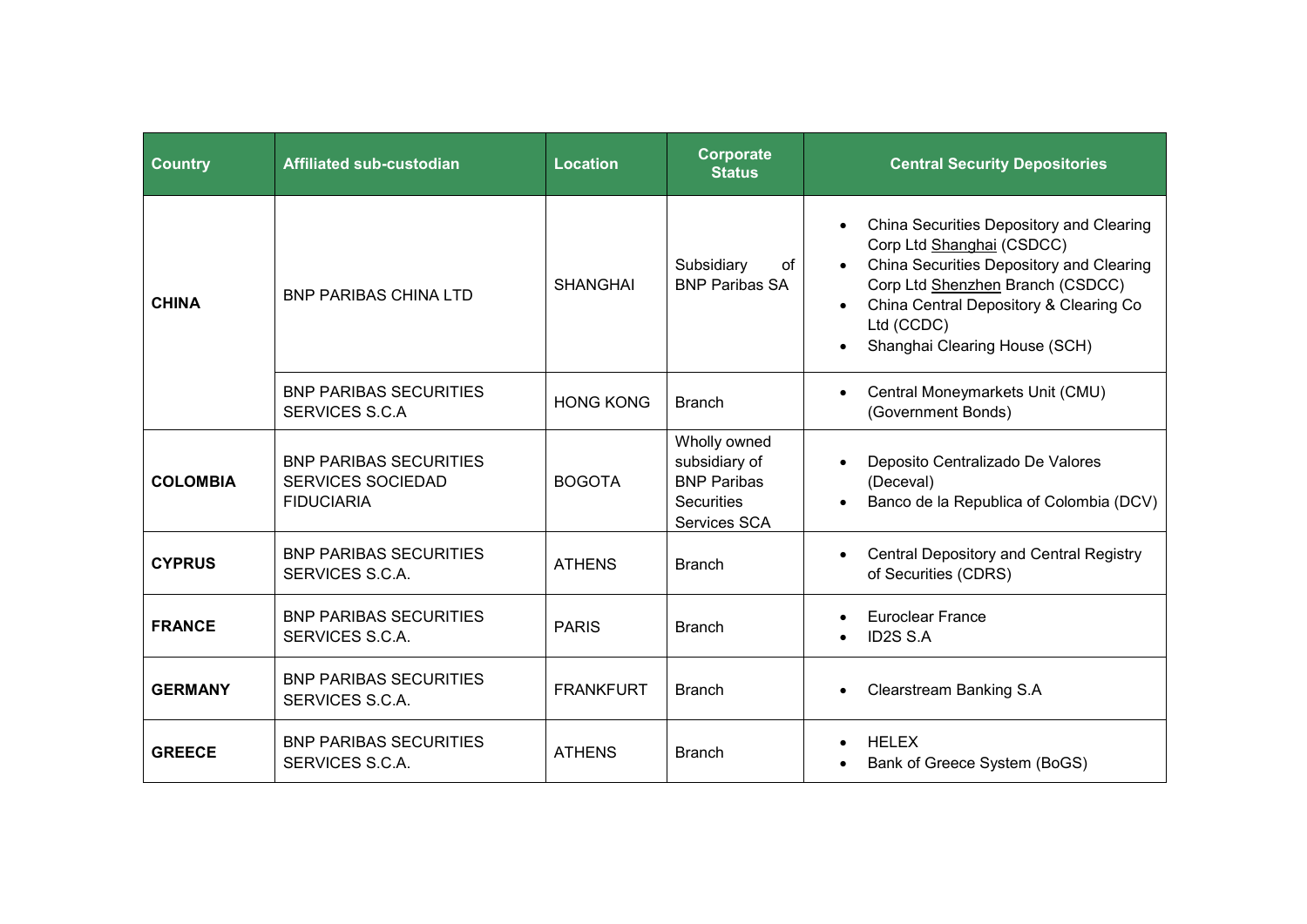| Country | Affiliated sub-custodian | Location | Corporate Status | Central Security Depositories |
|---|---|---|---|---|
| **CHINA** | BNP PARIBAS CHINA LTD | SHANGHAI | Subsidiary of BNP Paribas SA | • China Securities Depository and Clearing Corp Ltd Shanghai (CSDCC)<br>• China Securities Depository and Clearing Corp Ltd Shenzhen Branch (CSDCC)<br>• China Central Depository & Clearing Co Ltd (CCDC)<br>• Shanghai Clearing House (SCH) |
| | BNP PARIBAS SECURITIES SERVICES S.C.A | HONG KONG | Branch | • Central Moneymarkets Unit (CMU) (Government Bonds) |
| **COLOMBIA** | BNP PARIBAS SECURITIES SERVICES SOCIEDAD FIDUCIARIA | BOGOTA | Wholly owned subsidiary of BNP Paribas Securities Services SCA | • Deposito Centralizado De Valores (Deceval)<br>• Banco de la Republica of Colombia (DCV) |
| **CYPRUS** | BNP PARIBAS SECURITIES SERVICES S.C.A. | ATHENS | Branch | • Central Depository and Central Registry of Securities (CDRS) |
| **FRANCE** | BNP PARIBAS SECURITIES SERVICES S.C.A. | PARIS | Branch | • Euroclear France<br>• ID2S S.A |
| **GERMANY** | BNP PARIBAS SECURITIES SERVICES S.C.A. | FRANKFURT | Branch | • Clearstream Banking S.A |
| **GREECE** | BNP PARIBAS SECURITIES SERVICES S.C.A. | ATHENS | Branch | • HELEX<br>• Bank of Greece System (BoGS) |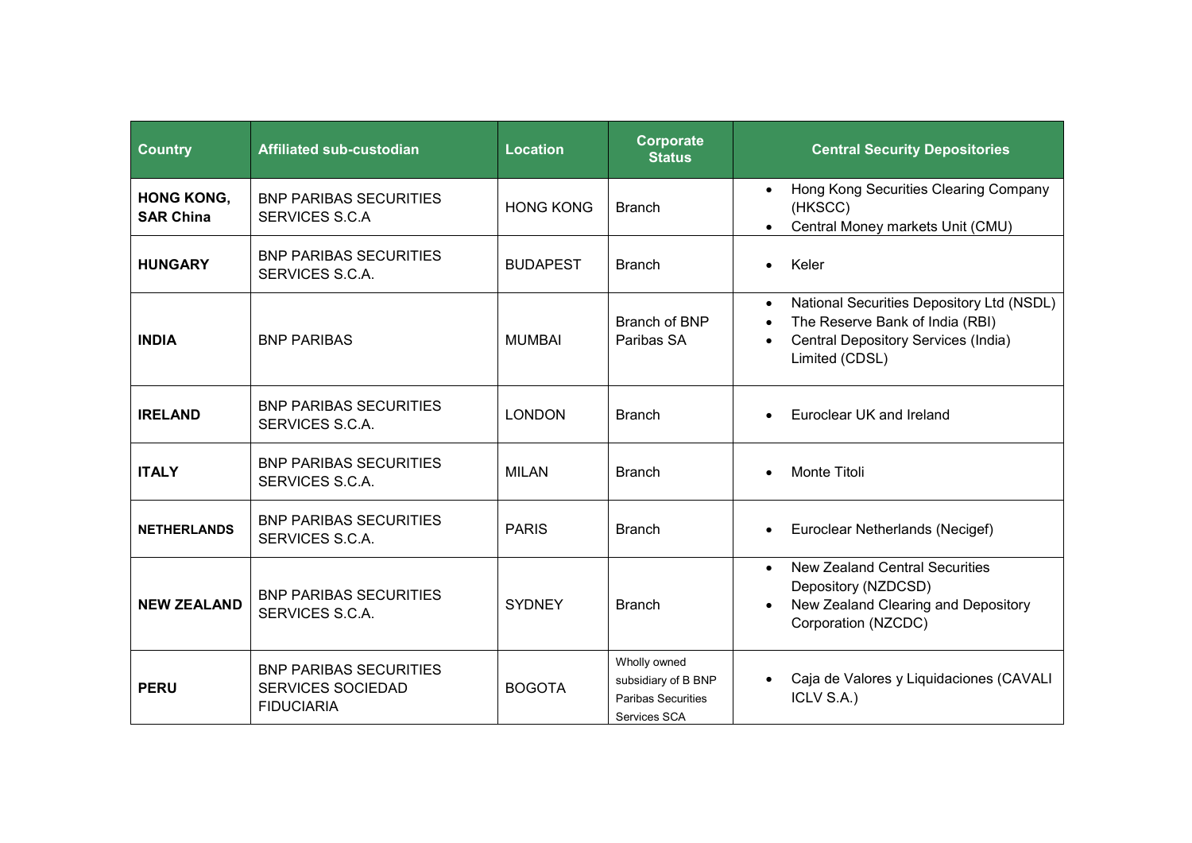| Country | Affiliated sub-custodian | Location | Corporate Status | Central Security Depositories |
|---|---|---|---|---|
| **HONG KONG, SAR China** | BNP PARIBAS SECURITIES SERVICES S.C.A | HONG KONG | Branch | • Hong Kong Securities Clearing Company (HKSCC)<br>• Central Money markets Unit (CMU) |
| **HUNGARY** | BNP PARIBAS SECURITIES SERVICES S.C.A. | BUDAPEST | Branch | • Keler |
| **INDIA** | BNP PARIBAS | MUMBAI | Branch of BNP Paribas SA | • National Securities Depository Ltd (NSDL)<br>• The Reserve Bank of India (RBI)<br>• Central Depository Services (India) Limited (CDSL) |
| **IRELAND** | BNP PARIBAS SECURITIES SERVICES S.C.A. | LONDON | Branch | • Euroclear UK and Ireland |
| **ITALY** | BNP PARIBAS SECURITIES SERVICES S.C.A. | MILAN | Branch | • Monte Titoli |
| **NETHERLANDS** | BNP PARIBAS SECURITIES SERVICES S.C.A. | PARIS | Branch | • Euroclear Netherlands (Necigef) |
| **NEW ZEALAND** | BNP PARIBAS SECURITIES SERVICES S.C.A. | SYDNEY | Branch | • New Zealand Central Securities Depository (NZDCSD)<br>• New Zealand Clearing and Depository Corporation (NZCDC) |
| **PERU** | BNP PARIBAS SECURITIES SERVICES SOCIEDAD FIDUCIARIA | BOGOTA | Wholly owned subsidiary of B BNP Paribas Securities Services SCA | • Caja de Valores y Liquidaciones (CAVALI ICLV S.A.) |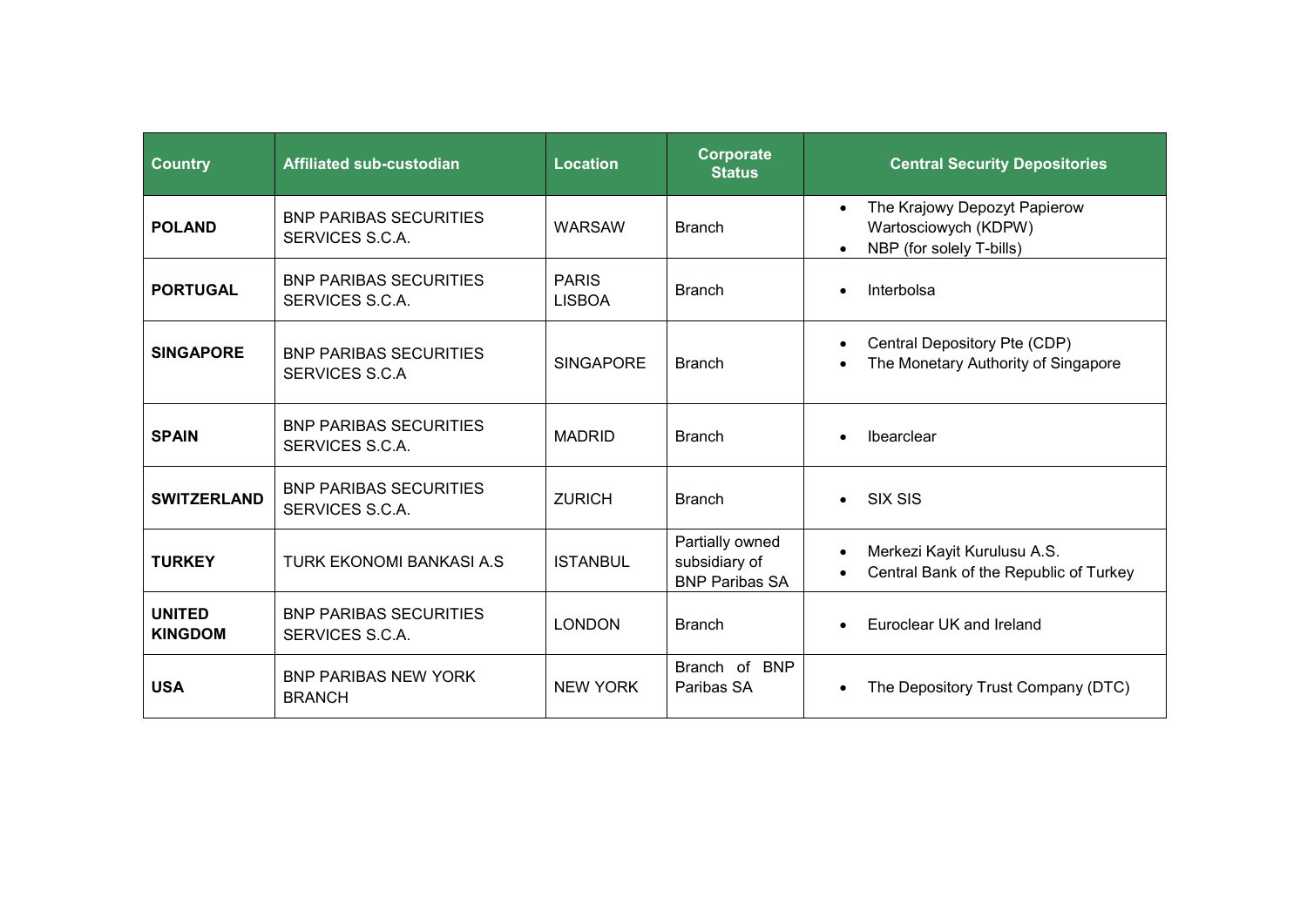| Country | Affiliated sub-custodian | Location | Corporate Status | Central Security Depositories |
|---|---|---|---|---|
| **POLAND** | BNP PARIBAS SECURITIES SERVICES S.C.A. | WARSAW | Branch | • The Krajowy Depozyt Papierow Wartosciowych (KDPW)<br>• NBP (for solely T-bills) |
| **PORTUGAL** | BNP PARIBAS SECURITIES SERVICES S.C.A. | PARIS LISBOA | Branch | • Interbolsa |
| **SINGAPORE** | BNP PARIBAS SECURITIES SERVICES S.C.A | SINGAPORE | Branch | • Central Depository Pte (CDP)<br>• The Monetary Authority of Singapore |
| **SPAIN** | BNP PARIBAS SECURITIES SERVICES S.C.A. | MADRID | Branch | • Ibearclear |
| **SWITZERLAND** | BNP PARIBAS SECURITIES SERVICES S.C.A. | ZURICH | Branch | • SIX SIS |
| **TURKEY** | TURK EKONOMI BANKASI A.S | ISTANBUL | Partially owned subsidiary of BNP Paribas SA | • Merkezi Kayit Kurulusu A.S.<br>• Central Bank of the Republic of Turkey |
| **UNITED KINGDOM** | BNP PARIBAS SECURITIES SERVICES S.C.A. | LONDON | Branch | • Euroclear UK and Ireland |
| **USA** | BNP PARIBAS NEW YORK BRANCH | NEW YORK | Branch of BNP Paribas SA | • The Depository Trust Company (DTC) |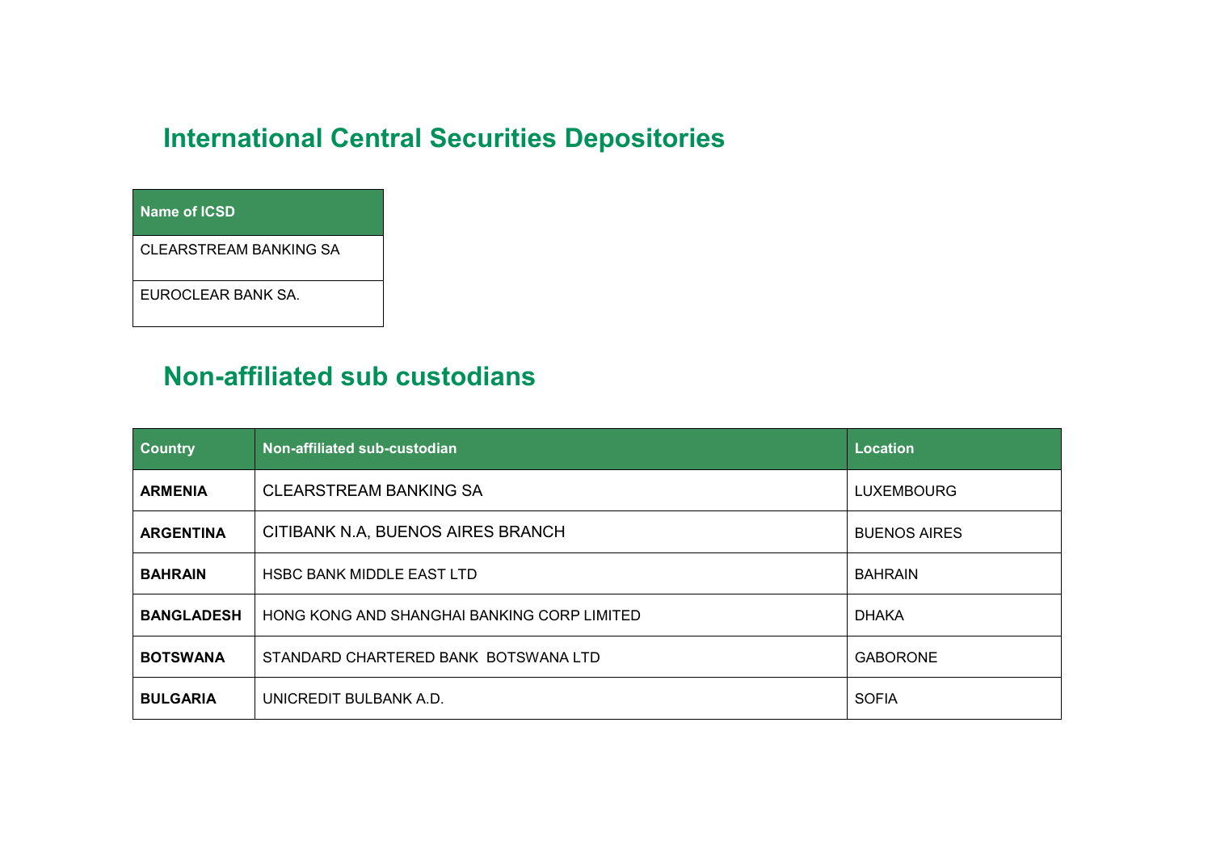## International Central Securities Depositories

| Name of ICSD |
| --- |
| CLEARSTREAM BANKING SA |
| EUROCLEAR BANK SA. |

## Non-affiliated sub custodians

| Country | Non-affiliated sub-custodian | Location |
| --- | --- | --- |
| **ARMENIA** | CLEARSTREAM BANKING SA | LUXEMBOURG |
| **ARGENTINA** | CITIBANK N.A, BUENOS AIRES BRANCH | BUENOS AIRES |
| **BAHRAIN** | HSBC BANK MIDDLE EAST LTD | BAHRAIN |
| **BANGLADESH** | HONG KONG AND SHANGHAI BANKING CORP LIMITED | DHAKA |
| **BOTSWANA** | STANDARD CHARTERED BANK BOTSWANA LTD | GABORONE |
| **BULGARIA** | UNICREDIT BULBANK A.D. | SOFIA |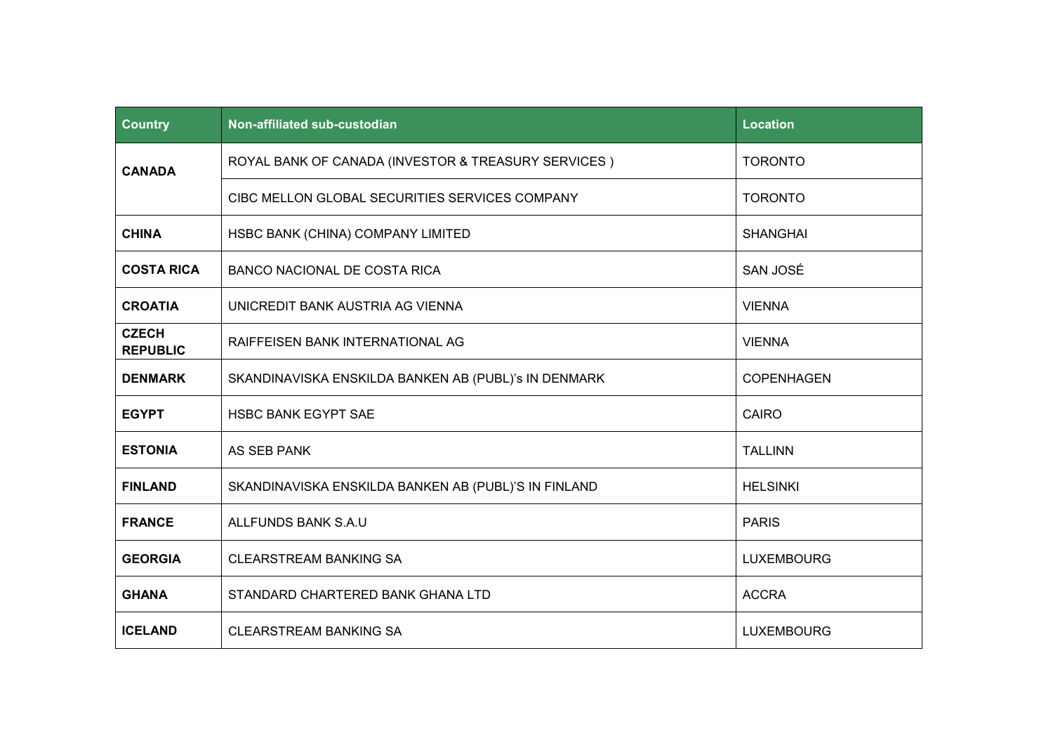| Country | Non-affiliated sub-custodian | Location |
|---|---|---|
| **CANADA** | ROYAL BANK OF CANADA (INVESTOR & TREASURY SERVICES ) | TORONTO |
| | CIBC MELLON GLOBAL SECURITIES SERVICES COMPANY | TORONTO |
| **CHINA** | HSBC BANK (CHINA) COMPANY LIMITED | SHANGHAI |
| **COSTA RICA** | BANCO NACIONAL DE COSTA RICA | SAN JOSÉ |
| **CROATIA** | UNICREDIT BANK AUSTRIA AG VIENNA | VIENNA |
| **CZECH REPUBLIC** | RAIFFEISEN BANK INTERNATIONAL AG | VIENNA |
| **DENMARK** | SKANDINAVISKA ENSKILDA BANKEN AB (PUBL)'s IN DENMARK | COPENHAGEN |
| **EGYPT** | HSBC BANK EGYPT SAE | CAIRO |
| **ESTONIA** | AS SEB PANK | TALLINN |
| **FINLAND** | SKANDINAVISKA ENSKILDA BANKEN AB (PUBL)'S IN FINLAND | HELSINKI |
| **FRANCE** | ALLFUNDS BANK S.A.U | PARIS |
| **GEORGIA** | CLEARSTREAM BANKING SA | LUXEMBOURG |
| **GHANA** | STANDARD CHARTERED BANK GHANA LTD | ACCRA |
| **ICELAND** | CLEARSTREAM BANKING SA | LUXEMBOURG |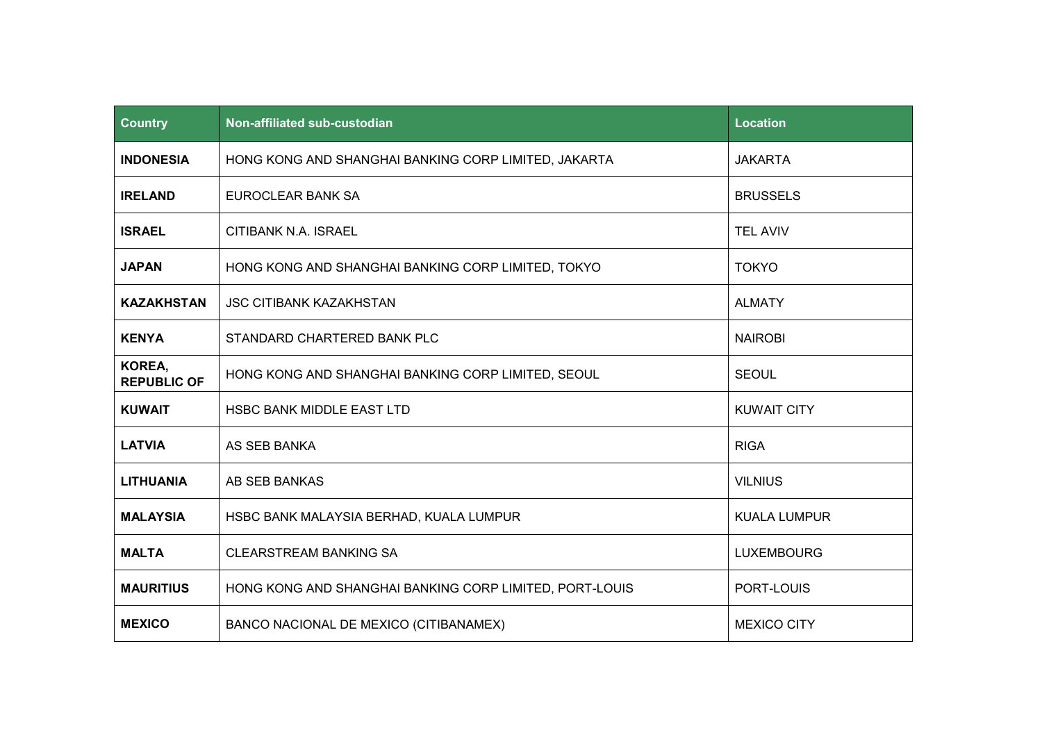| Country | Non-affiliated sub-custodian | Location |
| --- | --- | --- |
| **INDONESIA** | HONG KONG AND SHANGHAI BANKING CORP LIMITED, JAKARTA | JAKARTA |
| **IRELAND** | EUROCLEAR BANK SA | BRUSSELS |
| **ISRAEL** | CITIBANK N.A. ISRAEL | TEL AVIV |
| **JAPAN** | HONG KONG AND SHANGHAI BANKING CORP LIMITED, TOKYO | TOKYO |
| **KAZAKHSTAN** | JSC CITIBANK KAZAKHSTAN | ALMATY |
| **KENYA** | STANDARD CHARTERED BANK PLC | NAIROBI |
| **KOREA, REPUBLIC OF** | HONG KONG AND SHANGHAI BANKING CORP LIMITED, SEOUL | SEOUL |
| **KUWAIT** | HSBC BANK MIDDLE EAST LTD | KUWAIT CITY |
| **LATVIA** | AS SEB BANKA | RIGA |
| **LITHUANIA** | AB SEB BANKAS | VILNIUS |
| **MALAYSIA** | HSBC BANK MALAYSIA BERHAD, KUALA LUMPUR | KUALA LUMPUR |
| **MALTA** | CLEARSTREAM BANKING SA | LUXEMBOURG |
| **MAURITIUS** | HONG KONG AND SHANGHAI BANKING CORP LIMITED, PORT-LOUIS | PORT-LOUIS |
| **MEXICO** | BANCO NACIONAL DE MEXICO (CITIBANAMEX) | MEXICO CITY |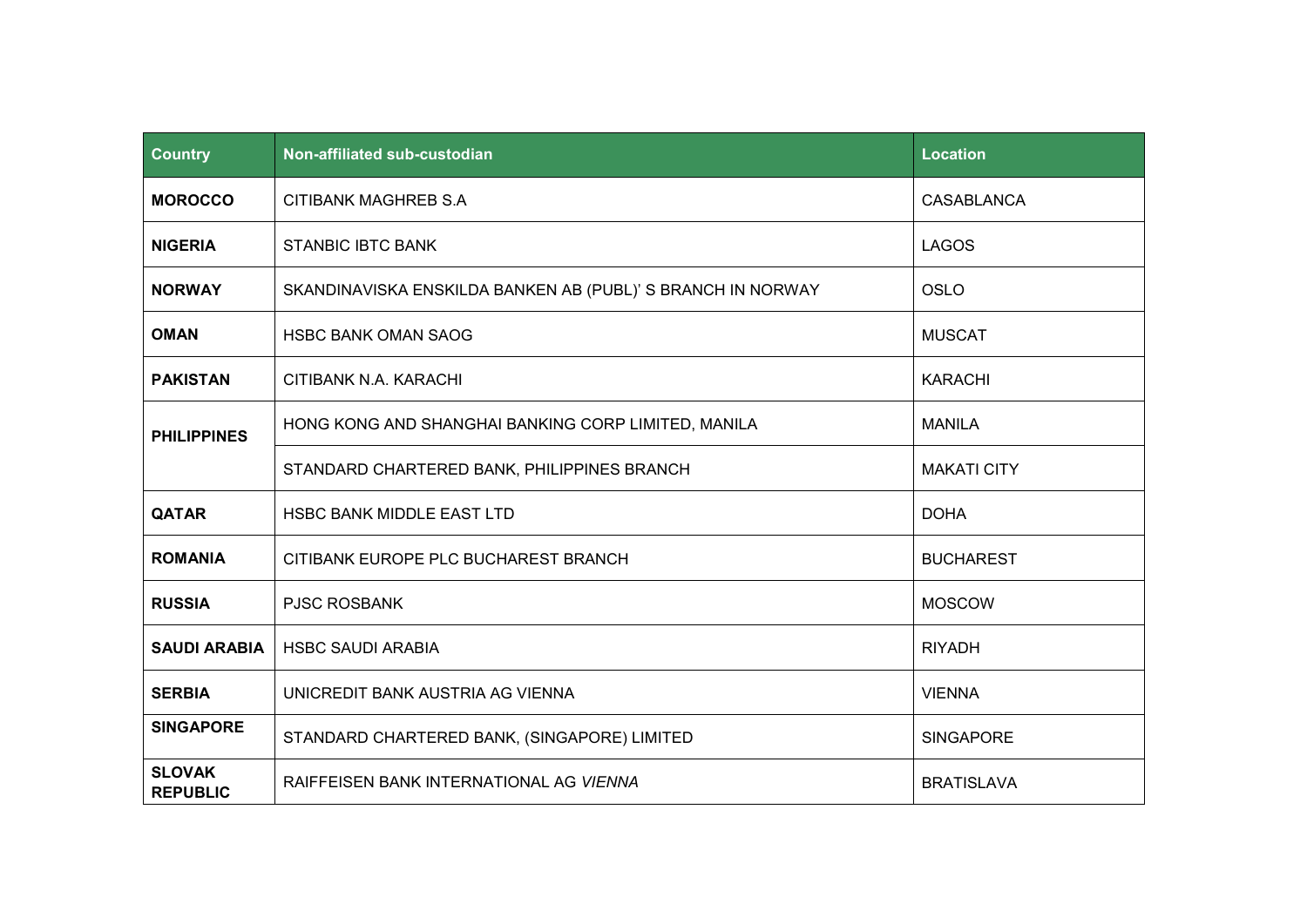| Country | Non-affiliated sub-custodian | Location |
| --- | --- | --- |
| **MOROCCO** | CITIBANK MAGHREB S.A | CASABLANCA |
| **NIGERIA** | STANBIC IBTC BANK | LAGOS |
| **NORWAY** | SKANDINAVISKA ENSKILDA BANKEN AB (PUBL)' S BRANCH IN NORWAY | OSLO |
| **OMAN** | HSBC BANK OMAN SAOG | MUSCAT |
| **PAKISTAN** | CITIBANK N.A. KARACHI | KARACHI |
| **PHILIPPINES** | HONG KONG AND SHANGHAI BANKING CORP LIMITED, MANILA | MANILA |
| | STANDARD CHARTERED BANK, PHILIPPINES BRANCH | MAKATI CITY |
| **QATAR** | HSBC BANK MIDDLE EAST LTD | DOHA |
| **ROMANIA** | CITIBANK EUROPE PLC BUCHAREST BRANCH | BUCHAREST |
| **RUSSIA** | PJSC ROSBANK | MOSCOW |
| **SAUDI ARABIA** | HSBC SAUDI ARABIA | RIYADH |
| **SERBIA** | UNICREDIT BANK AUSTRIA AG VIENNA | VIENNA |
| **SINGAPORE** | STANDARD CHARTERED BANK, (SINGAPORE) LIMITED | SINGAPORE |
| **SLOVAK REPUBLIC** | RAIFFEISEN BANK INTERNATIONAL AG *VIENNA* | BRATISLAVA |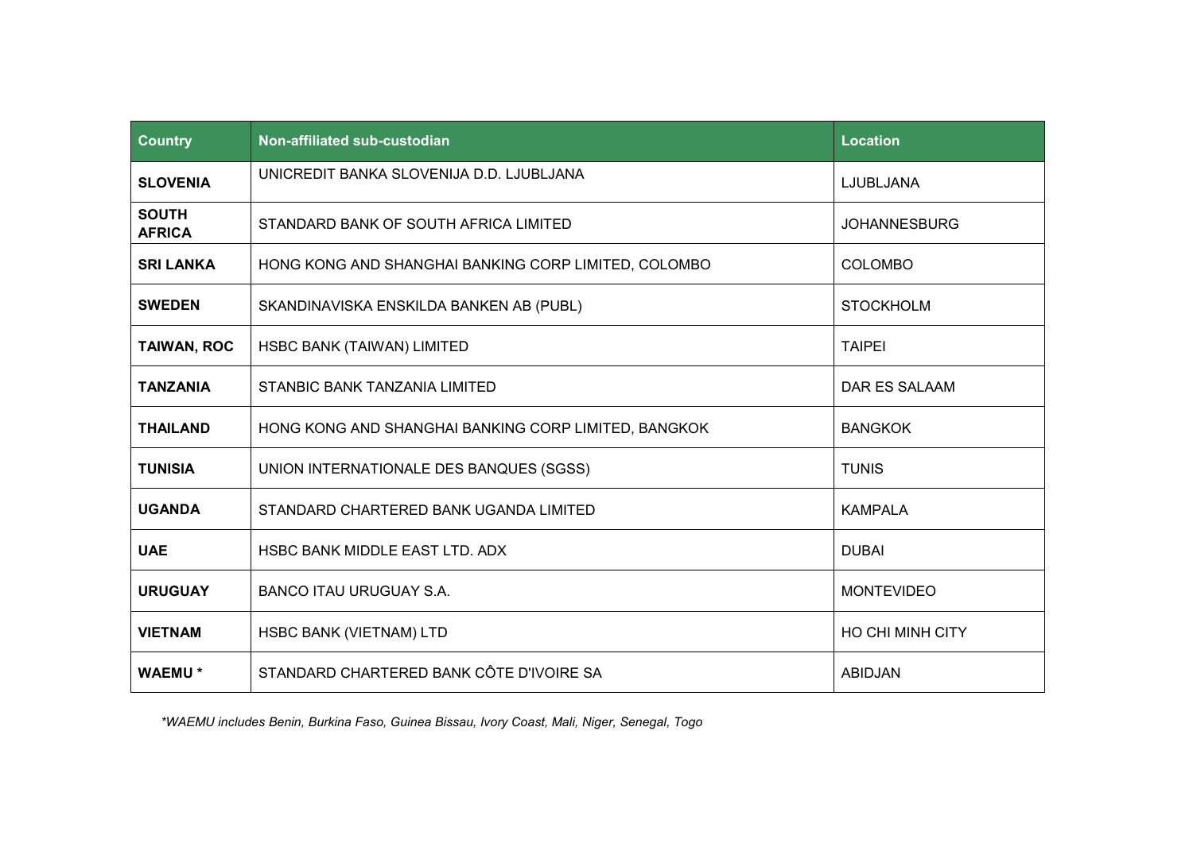| Country | Non-affiliated sub-custodian | Location |
|---|---|---|
| **SLOVENIA** | UNICREDIT BANKA SLOVENIJA D.D. LJUBLJANA | LJUBLJANA |
| **SOUTH AFRICA** | STANDARD BANK OF SOUTH AFRICA LIMITED | JOHANNESBURG |
| **SRI LANKA** | HONG KONG AND SHANGHAI BANKING CORP LIMITED, COLOMBO | COLOMBO |
| **SWEDEN** | SKANDINAVISKA ENSKILDA BANKEN AB (PUBL) | STOCKHOLM |
| **TAIWAN, ROC** | HSBC BANK (TAIWAN) LIMITED | TAIPEI |
| **TANZANIA** | STANBIC BANK TANZANIA LIMITED | DAR ES SALAAM |
| **THAILAND** | HONG KONG AND SHANGHAI BANKING CORP LIMITED, BANGKOK | BANGKOK |
| **TUNISIA** | UNION INTERNATIONALE DES BANQUES (SGSS) | TUNIS |
| **UGANDA** | STANDARD CHARTERED BANK UGANDA LIMITED | KAMPALA |
| **UAE** | HSBC BANK MIDDLE EAST LTD. ADX | DUBAI |
| **URUGUAY** | BANCO ITAU URUGUAY S.A. | MONTEVIDEO |
| **VIETNAM** | HSBC BANK (VIETNAM) LTD | HO CHI MINH CITY |
| **WAEMU \*** | STANDARD CHARTERED BANK CÔTE D'IVOIRE SA | ABIDJAN |

*\*WAEMU includes Benin, Burkina Faso, Guinea Bissau, Ivory Coast, Mali, Niger, Senegal, Togo*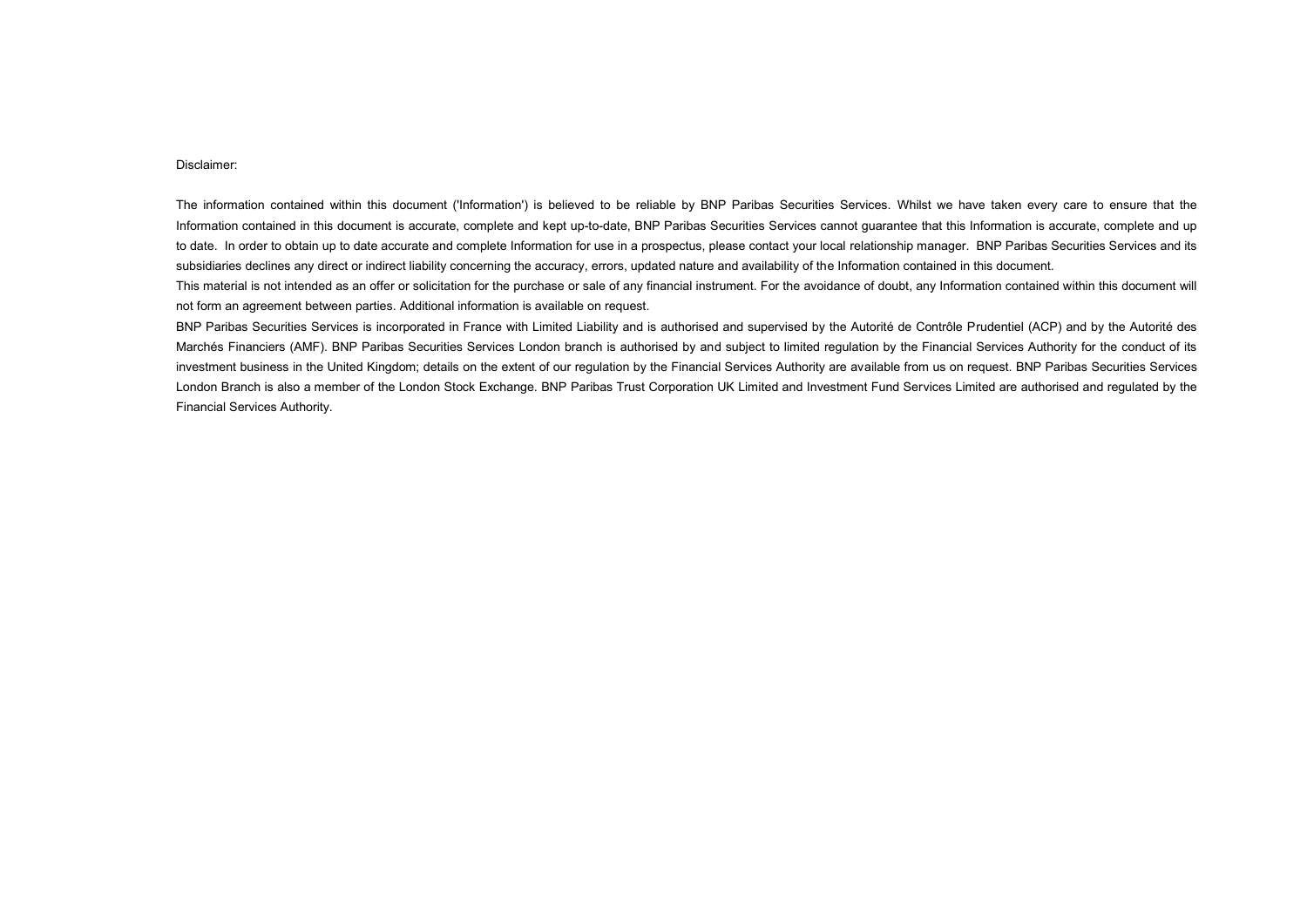Disclaimer:

The information contained within this document ('Information') is believed to be reliable by BNP Paribas Securities Services. Whilst we have taken every care to ensure that the Information contained in this document is accurate, complete and kept up-to-date, BNP Paribas Securities Services cannot guarantee that this Information is accurate, complete and up to date. In order to obtain up to date accurate and complete Information for use in a prospectus, please contact your local relationship manager. BNP Paribas Securities Services and its subsidiaries declines any direct or indirect liability concerning the accuracy, errors, updated nature and availability of the Information contained in this document.

This material is not intended as an offer or solicitation for the purchase or sale of any financial instrument. For the avoidance of doubt, any Information contained within this document will not form an agreement between parties. Additional information is available on request.

BNP Paribas Securities Services is incorporated in France with Limited Liability and is authorised and supervised by the Autorité de Contrôle Prudentiel (ACP) and by the Autorité des Marchés Financiers (AMF). BNP Paribas Securities Services London branch is authorised by and subject to limited regulation by the Financial Services Authority for the conduct of its investment business in the United Kingdom; details on the extent of our regulation by the Financial Services Authority are available from us on request. BNP Paribas Securities Services London Branch is also a member of the London Stock Exchange. BNP Paribas Trust Corporation UK Limited and Investment Fund Services Limited are authorised and regulated by the Financial Services Authority.